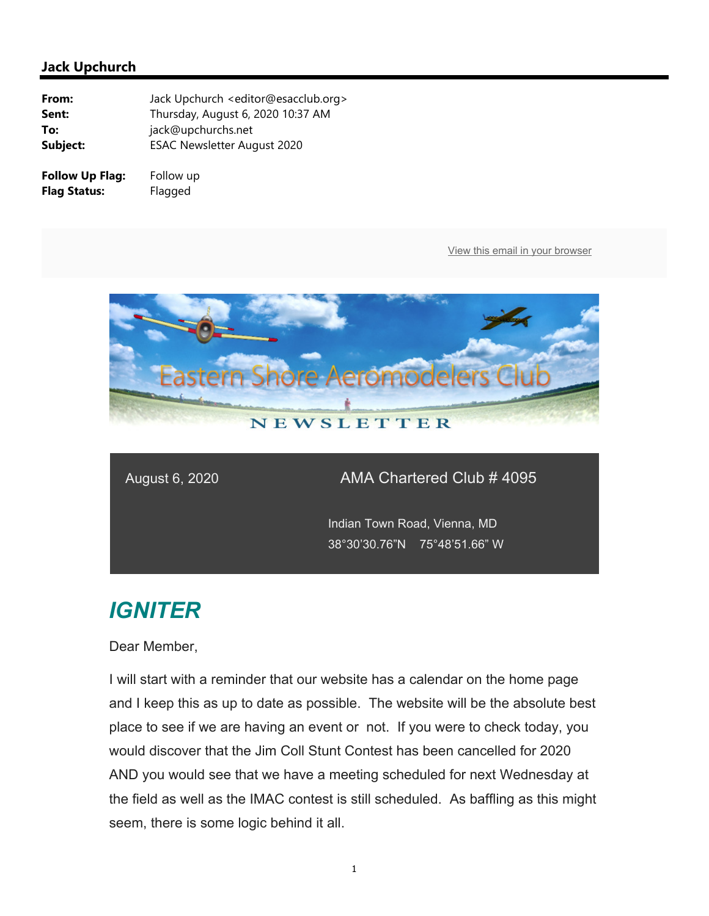## Jack Upchurch

**From:** Jack Upchurch <editor@esacclub.org>
**Sent:** Thursday, August 6, 2020 10:37 AM
**To:** jack@upchurchs.net
**Subject:** ESAC Newsletter August 2020

**Follow Up Flag:** Follow up
**Flag Status:** Flagged

View this email in your browser

Eastern Shore Aeromodelers Club

NEWSLETTER

August 6, 2020

AMA Chartered Club # 4095

Indian Town Road, Vienna, MD
38°30'30.76"N 75°48'51.66" W

# *IGNITER*

Dear Member,

I will start with a reminder that our website has a calendar on the home page and I keep this as up to date as possible. The website will be the absolute best place to see if we are having an event or not. If you were to check today, you would discover that the Jim Coll Stunt Contest has been cancelled for 2020 AND you would see that we have a meeting scheduled for next Wednesday at the field as well as the IMAC contest is still scheduled. As baffling as this might seem, there is some logic behind it all.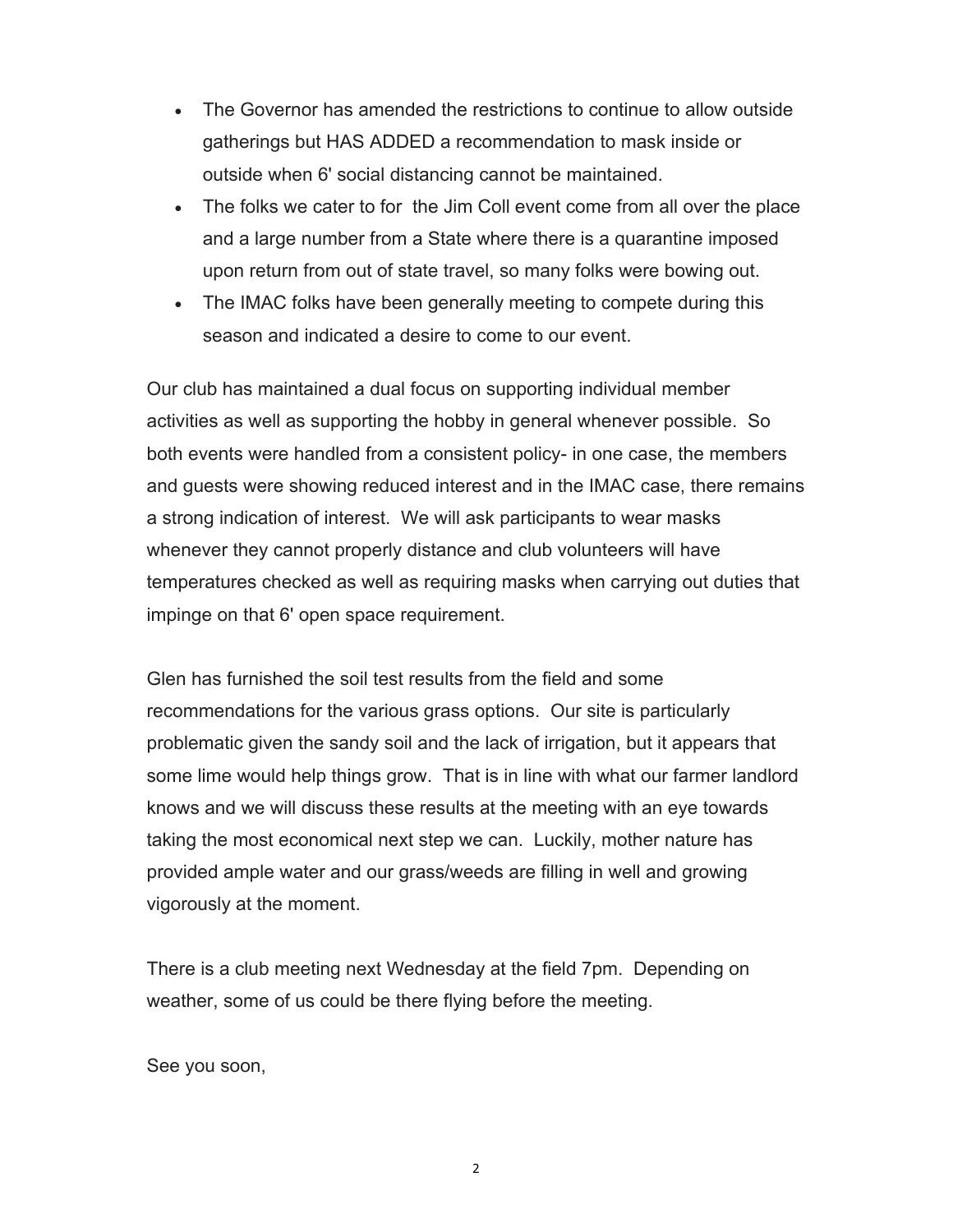- The Governor has amended the restrictions to continue to allow outside gatherings but HAS ADDED a recommendation to mask inside or outside when 6' social distancing cannot be maintained.
- The folks we cater to for  the Jim Coll event come from all over the place and a large number from a State where there is a quarantine imposed upon return from out of state travel, so many folks were bowing out.
- The IMAC folks have been generally meeting to compete during this season and indicated a desire to come to our event.

Our club has maintained a dual focus on supporting individual member activities as well as supporting the hobby in general whenever possible.  So both events were handled from a consistent policy- in one case, the members and guests were showing reduced interest and in the IMAC case, there remains a strong indication of interest.  We will ask participants to wear masks whenever they cannot properly distance and club volunteers will have temperatures checked as well as requiring masks when carrying out duties that impinge on that 6' open space requirement.

Glen has furnished the soil test results from the field and some recommendations for the various grass options.  Our site is particularly problematic given the sandy soil and the lack of irrigation, but it appears that some lime would help things grow.  That is in line with what our farmer landlord knows and we will discuss these results at the meeting with an eye towards taking the most economical next step we can.  Luckily, mother nature has provided ample water and our grass/weeds are filling in well and growing vigorously at the moment.

There is a club meeting next Wednesday at the field 7pm.  Depending on weather, some of us could be there flying before the meeting.

See you soon,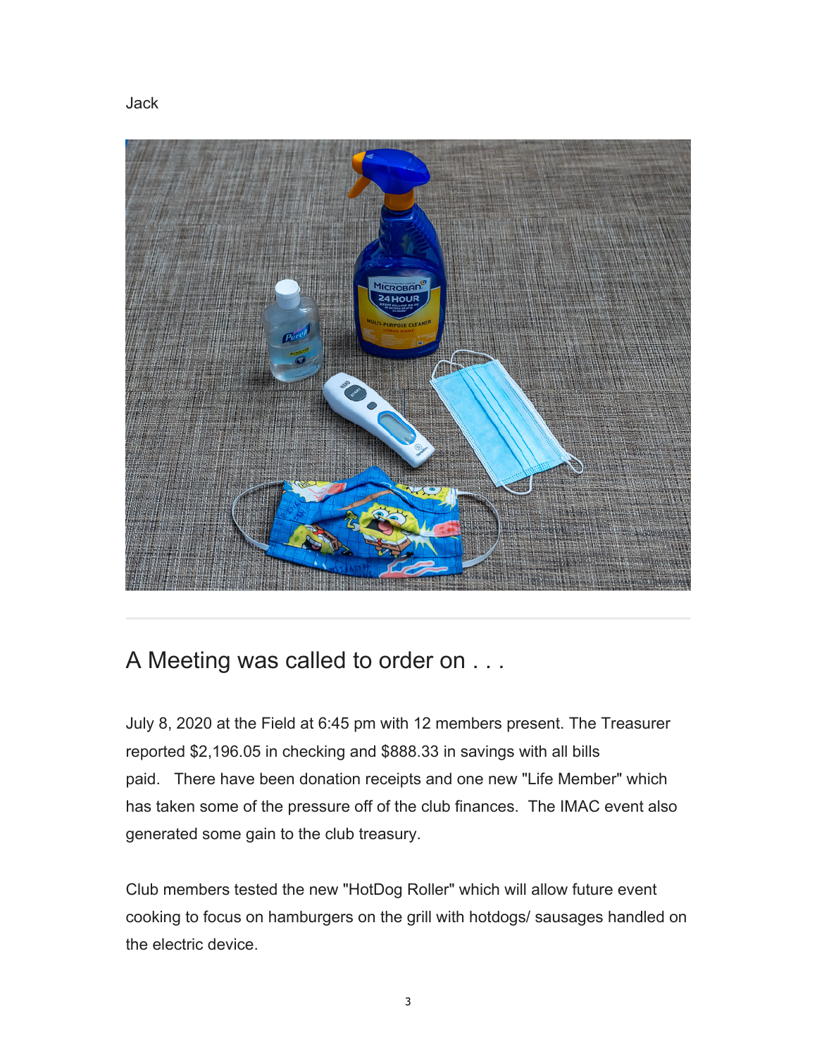Jack

## A Meeting was called to order on . . .

July 8, 2020 at the Field at 6:45 pm with 12 members present. The Treasurer reported $2,196.05 in checking and $888.33 in savings with all bills paid.  There have been donation receipts and one new "Life Member" which has taken some of the pressure off of the club finances.  The IMAC event also generated some gain to the club treasury.

Club members tested the new "HotDog Roller" which will allow future event cooking to focus on hamburgers on the grill with hotdogs/ sausages handled on the electric device.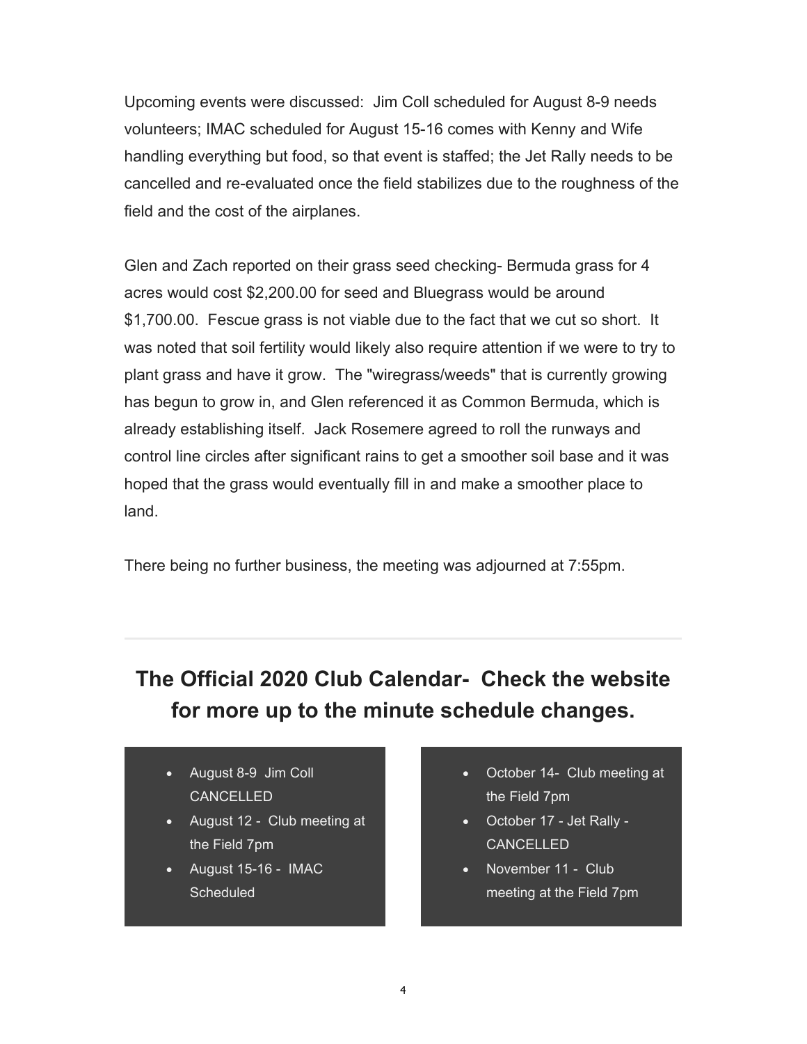Upcoming events were discussed: Jim Coll scheduled for August 8-9 needs volunteers; IMAC scheduled for August 15-16 comes with Kenny and Wife handling everything but food, so that event is staffed; the Jet Rally needs to be cancelled and re-evaluated once the field stabilizes due to the roughness of the field and the cost of the airplanes.

Glen and Zach reported on their grass seed checking- Bermuda grass for 4 acres would cost $2,200.00 for seed and Bluegrass would be around $1,700.00. Fescue grass is not viable due to the fact that we cut so short. It was noted that soil fertility would likely also require attention if we were to try to plant grass and have it grow. The "wiregrass/weeds" that is currently growing has begun to grow in, and Glen referenced it as Common Bermuda, which is already establishing itself. Jack Rosemere agreed to roll the runways and control line circles after significant rains to get a smoother soil base and it was hoped that the grass would eventually fill in and make a smoother place to land.

There being no further business, the meeting was adjourned at 7:55pm.

---

## The Official 2020 Club Calendar- Check the website for more up to the minute schedule changes.

- August 8-9 Jim Coll CANCELLED
- August 12 - Club meeting at the Field 7pm
- August 15-16 - IMAC Scheduled

- October 14- Club meeting at the Field 7pm
- October 17 - Jet Rally - CANCELLED
- November 11 - Club meeting at the Field 7pm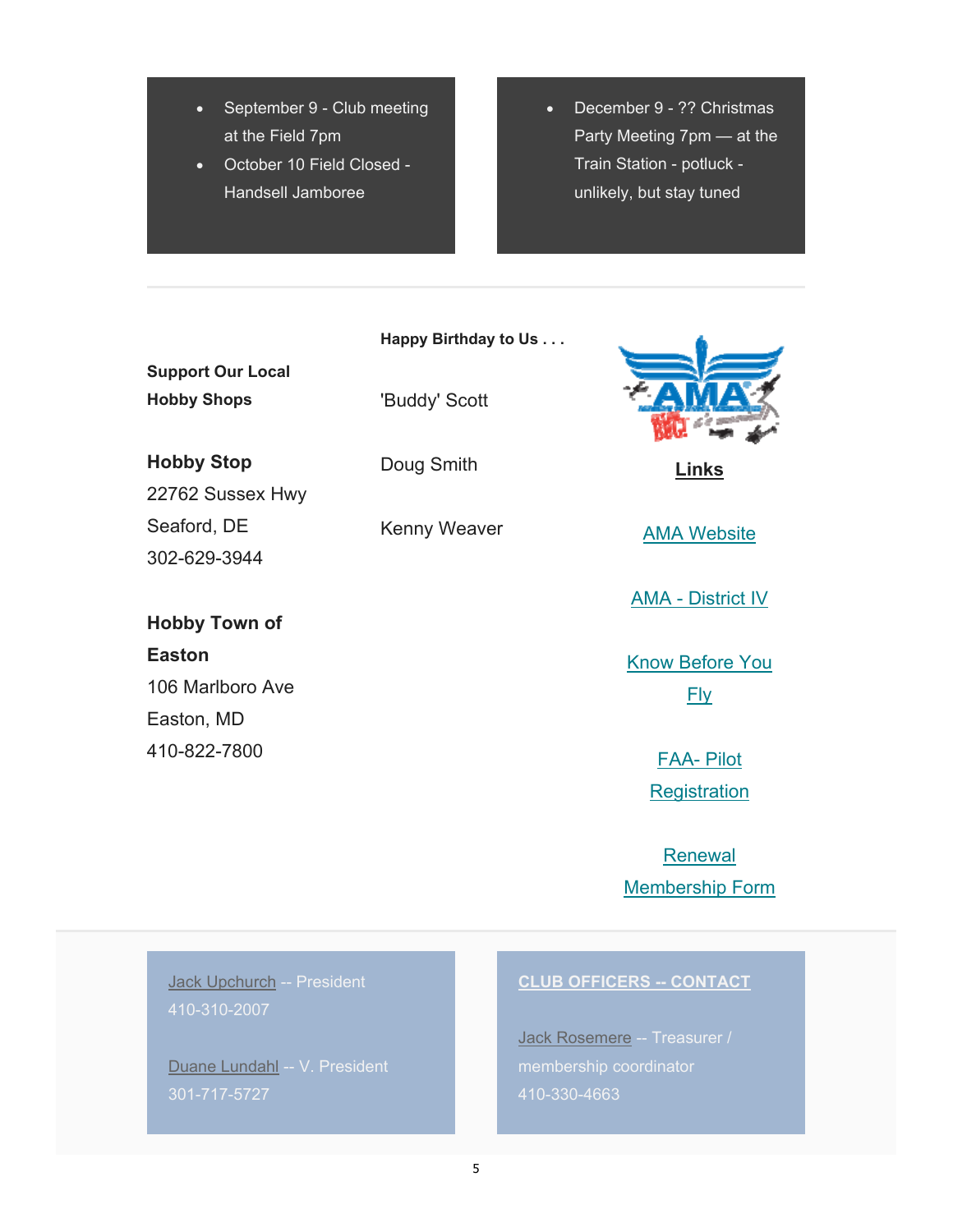- September 9 - Club meeting at the Field 7pm
- October 10 Field Closed - Handsell Jamboree

- December 9 - ?? Christmas Party Meeting 7pm — at the Train Station - potluck - unlikely, but stay tuned

---

**Support Our Local Hobby Shops**

**Hobby Stop**
22762 Sussex Hwy
Seaford, DE
302-629-3944

**Hobby Town of Easton**
106 Marlboro Ave
Easton, MD
410-822-7800

**Happy Birthday to Us . . .**

'Buddy' Scott

Doug Smith

Kenny Weaver

**Links**

AMA Website

AMA - District IV

Know Before You Fly

FAA- Pilot Registration

Renewal Membership Form

---

**CLUB OFFICERS -- CONTACT**

Jack Upchurch -- President
410-310-2007

Duane Lundahl -- V. President
301-717-5727

Jack Rosemere -- Treasurer / membership coordinator
410-330-4663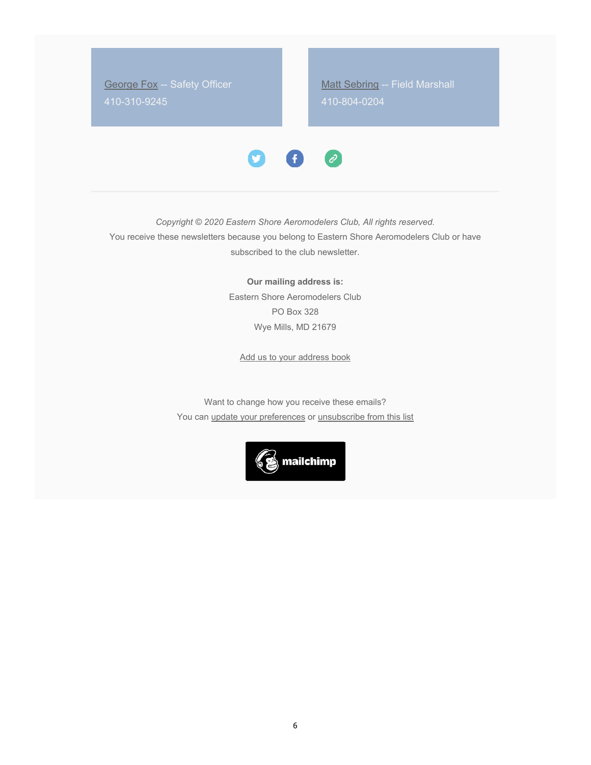George Fox -- Safety Officer
410-310-9245

Matt Sebring -- Field Marshall
410-804-0204

*Copyright © 2020 Eastern Shore Aeromodelers Club, All rights reserved.*
You receive these newsletters because you belong to Eastern Shore Aeromodelers Club or have subscribed to the club newsletter.

**Our mailing address is:**
Eastern Shore Aeromodelers Club
PO Box 328
Wye Mills, MD 21679

Add us to your address book

Want to change how you receive these emails?
You can update your preferences or unsubscribe from this list